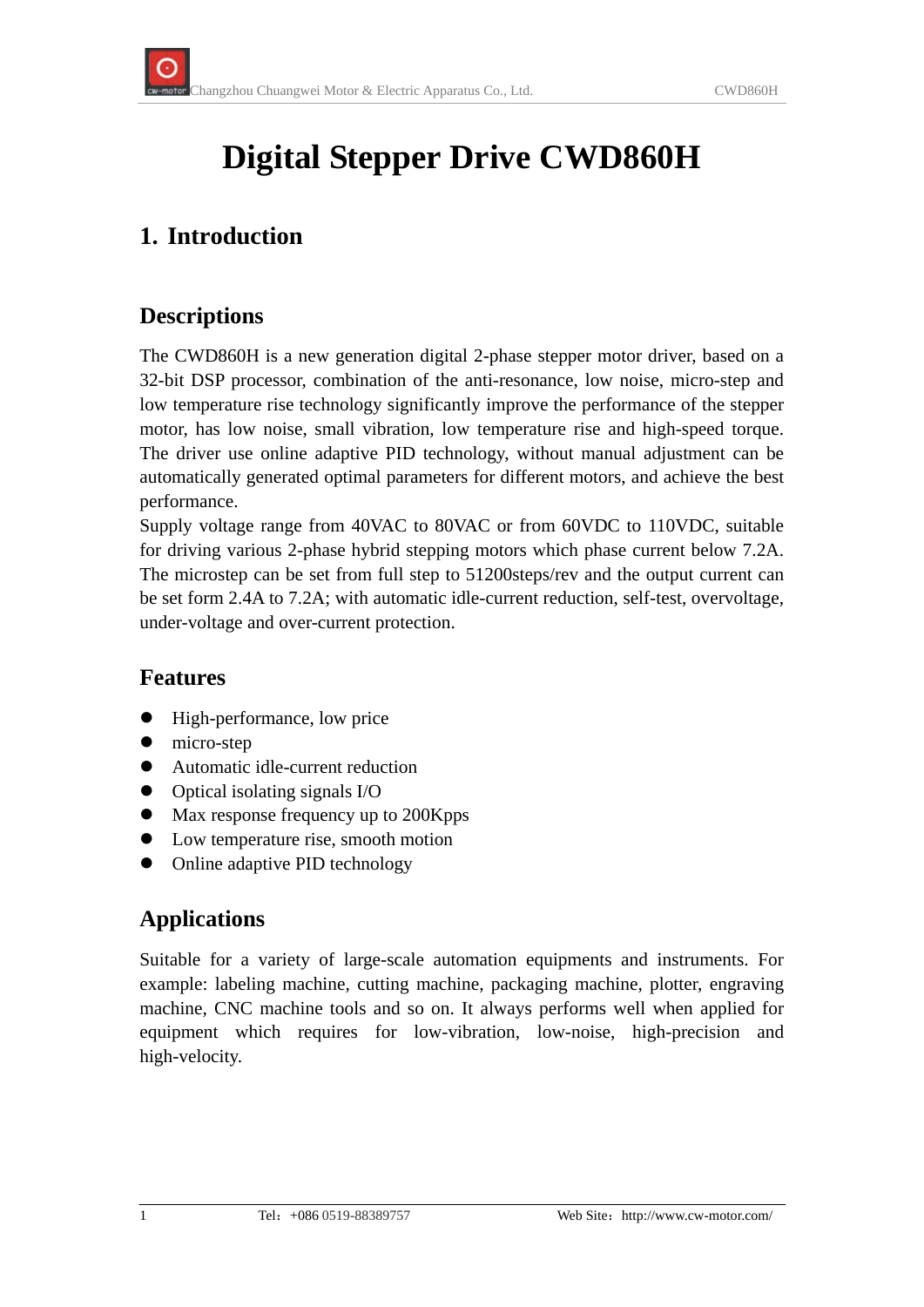# Digital Stepper Drive CWD860H

## 1. Introduction

### Descriptions

The CWD860H is a new generation digital 2-phase stepper motor driver, based on a 32-bit DSP processor, combination of the anti-resonance, low noise, micro-step and low temperature rise technology significantly improve the performance of the stepper motor, has low noise, small vibration, low temperature rise and high-speed torque. The driver use online adaptive PID technology, without manual adjustment can be automatically generated optimal parameters for different motors, and achieve the best performance.

Supply voltage range from 40VAC to 80VAC or from 60VDC to 110VDC, suitable for driving various 2-phase hybrid stepping motors which phase current below 7.2A. The microstep can be set from full step to 51200steps/rev and the output current can be set form 2.4A to 7.2A; with automatic idle-current reduction, self-test, overvoltage, under-voltage and over-current protection.

### Features

- High-performance, low price
- micro-step
- Automatic idle-current reduction
- Optical isolating signals I/O
- Max response frequency up to 200Kpps
- Low temperature rise, smooth motion
- Online adaptive PID technology

### Applications

Suitable for a variety of large-scale automation equipments and instruments. For example: labeling machine, cutting machine, packaging machine, plotter, engraving machine, CNC machine tools and so on. It always performs well when applied for equipment which requires for low-vibration, low-noise, high-precision and high-velocity.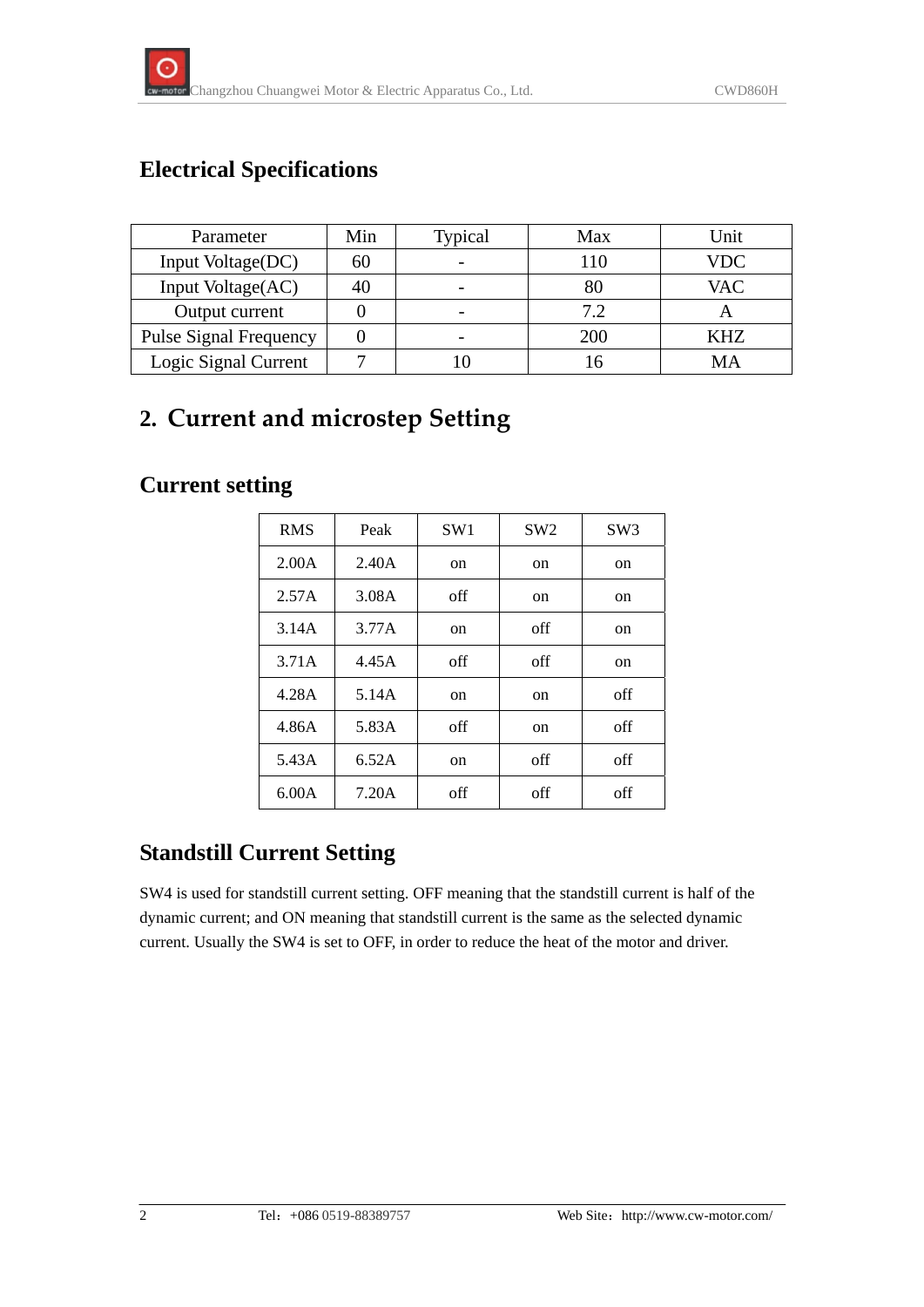## Electrical Specifications

| Parameter | Min | Typical | Max | Unit |
|---|---|---|---|---|
| Input Voltage(DC) | 60 | - | 110 | VDC |
| Input Voltage(AC) | 40 | - | 80 | VAC |
| Output current | 0 | - | 7.2 | A |
| Pulse Signal Frequency | 0 | - | 200 | KHZ |
| Logic Signal Current | 7 | 10 | 16 | MA |

# 2. Current and microstep Setting

## Current setting

| RMS | Peak | SW1 | SW2 | SW3 |
|---|---|---|---|---|
| 2.00A | 2.40A | on | on | on |
| 2.57A | 3.08A | off | on | on |
| 3.14A | 3.77A | on | off | on |
| 3.71A | 4.45A | off | off | on |
| 4.28A | 5.14A | on | on | off |
| 4.86A | 5.83A | off | on | off |
| 5.43A | 6.52A | on | off | off |
| 6.00A | 7.20A | off | off | off |

## Standstill Current Setting

SW4 is used for standstill current setting. OFF meaning that the standstill current is half of the dynamic current; and ON meaning that standstill current is the same as the selected dynamic current. Usually the SW4 is set to OFF, in order to reduce the heat of the motor and driver.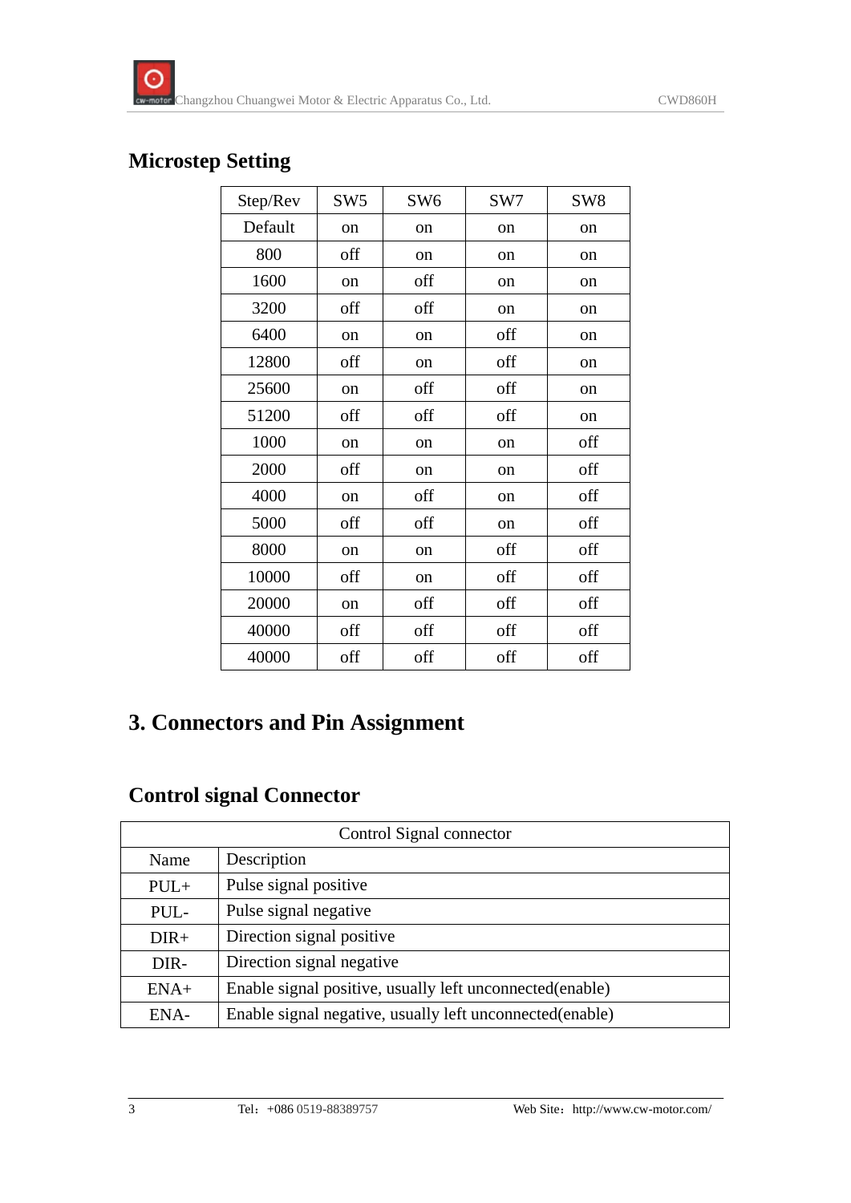## Microstep Setting

| Step/Rev | SW5 | SW6 | SW7 | SW8 |
|---|---|---|---|---|
| Default | on | on | on | on |
| 800 | off | on | on | on |
| 1600 | on | off | on | on |
| 3200 | off | off | on | on |
| 6400 | on | on | off | on |
| 12800 | off | on | off | on |
| 25600 | on | off | off | on |
| 51200 | off | off | off | on |
| 1000 | on | on | on | off |
| 2000 | off | on | on | off |
| 4000 | on | off | on | off |
| 5000 | off | off | on | off |
| 8000 | on | on | off | off |
| 10000 | off | on | off | off |
| 20000 | on | off | off | off |
| 40000 | off | off | off | off |
| 40000 | off | off | off | off |

# 3. Connectors and Pin Assignment

## Control signal Connector

| Control Signal connector | |
|---|---|
| Name | Description |
| PUL+ | Pulse signal positive |
| PUL- | Pulse signal negative |
| DIR+ | Direction signal positive |
| DIR- | Direction signal negative |
| ENA+ | Enable signal positive, usually left unconnected(enable) |
| ENA- | Enable signal negative, usually left unconnected(enable) |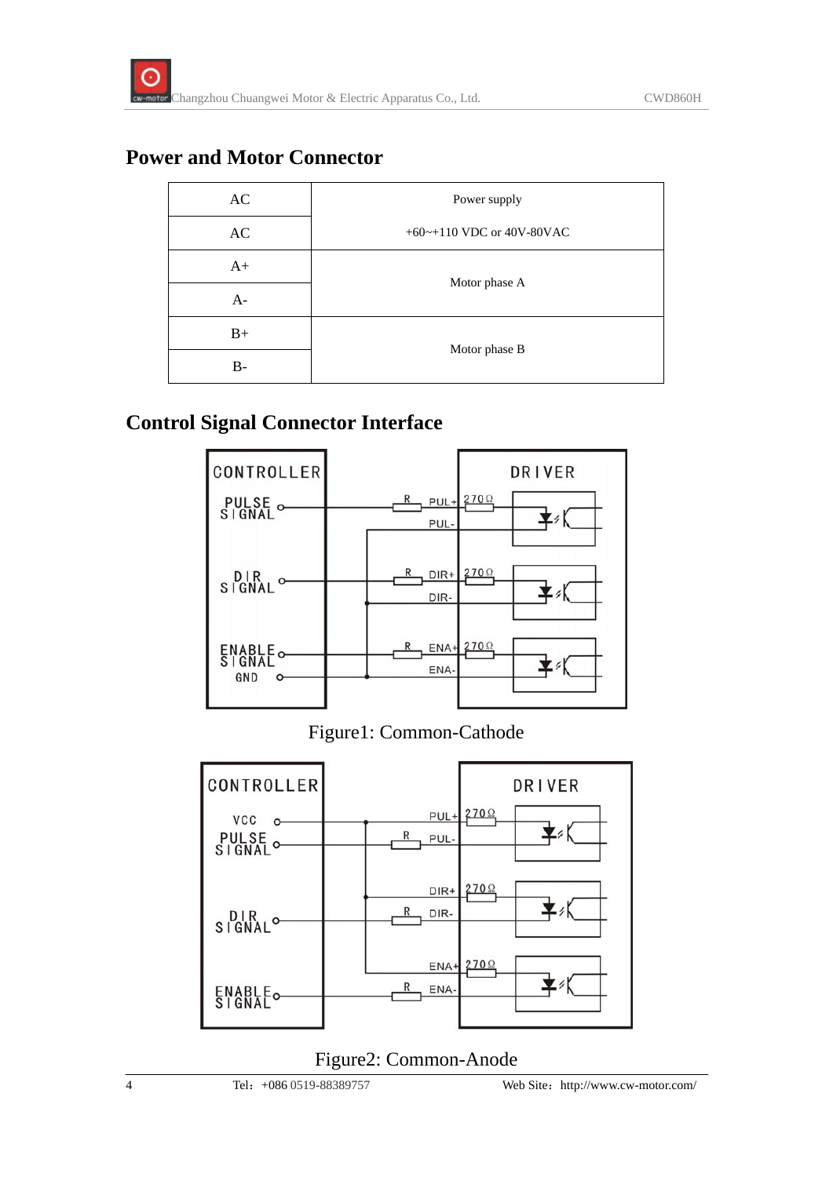## Power and Motor Connector

| | |
|---|---|
| AC | Power supply |
| AC | +60~+110 VDC or 40V-80VAC |
| A+ | Motor phase A |
| A- | |
| B+ | Motor phase B |
| B- | |

## Control Signal Connector Interface

Figure1: Common-Cathode

Figure2: Common-Anode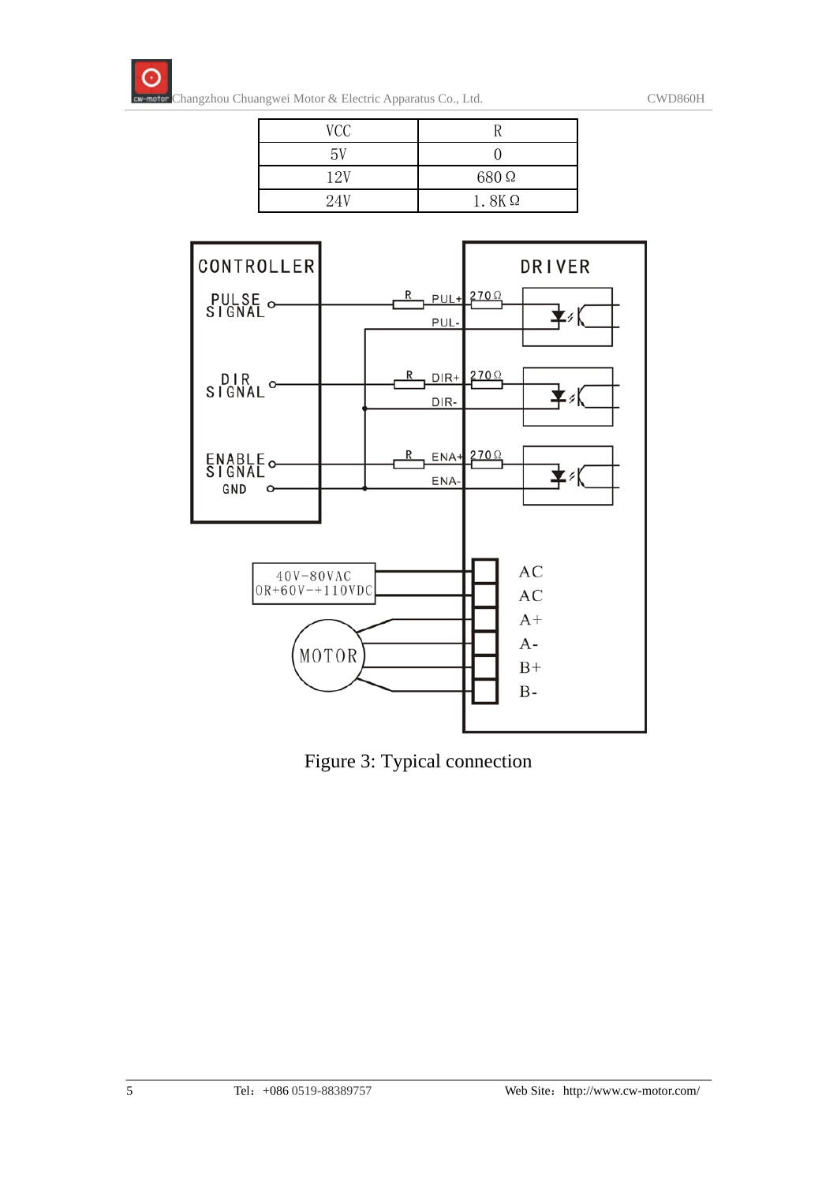| VCC | R |
| --- | --- |
| 5V | 0 |
| 12V | 680 Ω |
| 24V | 1. 8K Ω |

Figure 3: Typical connection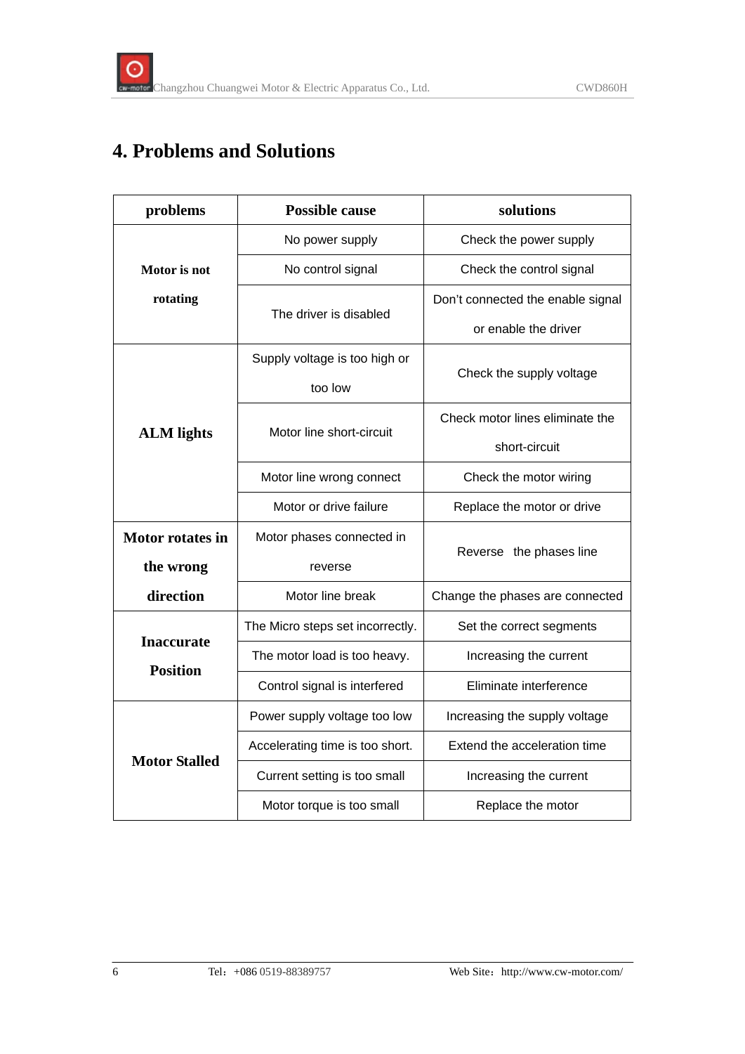# 4. Problems and Solutions

| problems | Possible cause | solutions |
| --- | --- | --- |
| Motor is not rotating | No power supply | Check the power supply |
| | No control signal | Check the control signal |
| | The driver is disabled | Don't connected the enable signal or enable the driver |
| ALM lights | Supply voltage is too high or too low | Check the supply voltage |
| | Motor line short-circuit | Check motor lines eliminate the short-circuit |
| | Motor line wrong connect | Check the motor wiring |
| | Motor or drive failure | Replace the motor or drive |
| Motor rotates in the wrong direction | Motor phases connected in reverse | Reverse the phases line |
| | Motor line break | Change the phases are connected |
| Inaccurate Position | The Micro steps set incorrectly. | Set the correct segments |
| | The motor load is too heavy. | Increasing the current |
| | Control signal is interfered | Eliminate interference |
| Motor Stalled | Power supply voltage too low | Increasing the supply voltage |
| | Accelerating time is too short. | Extend the acceleration time |
| | Current setting is too small | Increasing the current |
| | Motor torque is too small | Replace the motor |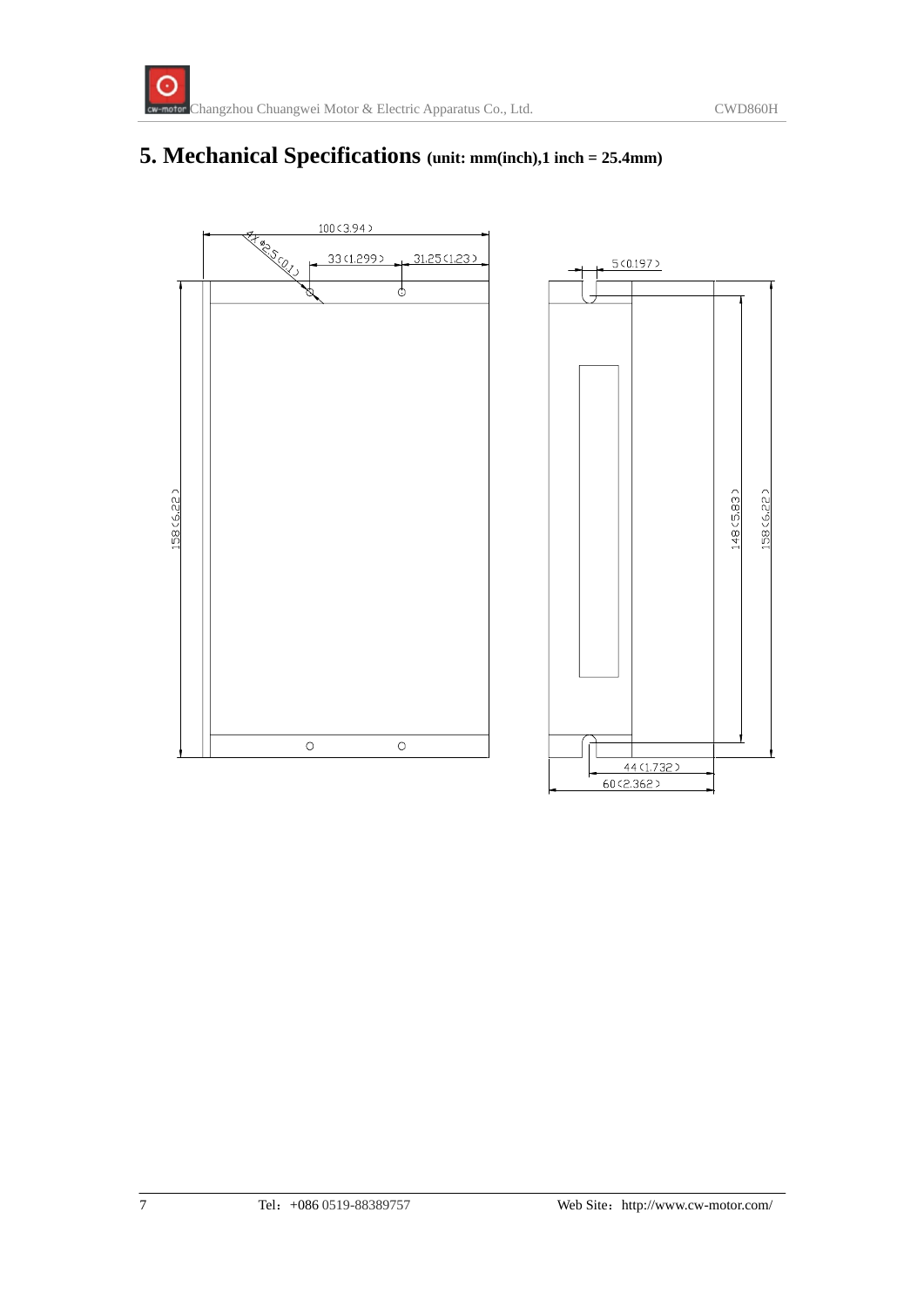## 5. Mechanical Specifications **(unit: mm(inch),1 inch = 25.4mm)**

100(3.94)

4X φ2.5(0.1)

33(1.299)

31.25(1.23)

5(0.197)

158(6.22)

148(5.83)

158(6.22)

44(1.732)

60(2.362)